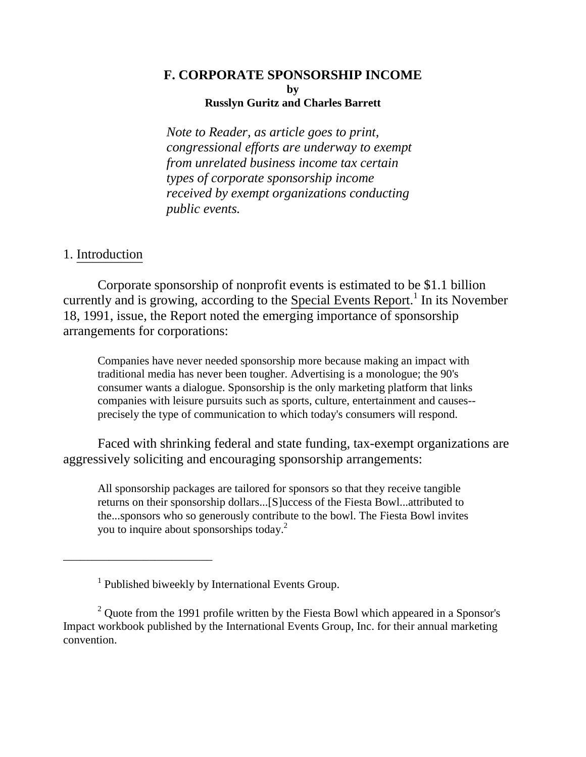# F. CORPORATE SPONSORSHIP INCOME

**by**

**Russlyn Guritz and Charles Barrett**

*Note to Reader, as article goes to print, congressional efforts are underway to exempt from unrelated business income tax certain types of corporate sponsorship income received by exempt organizations conducting public events.*

## 1. Introduction

Corporate sponsorship of nonprofit events is estimated to be $1.1 billion currently and is growing, according to the Special Events Report.[1] In its November 18, 1991, issue, the Report noted the emerging importance of sponsorship arrangements for corporations:

> Companies have never needed sponsorship more because making an impact with traditional media has never been tougher. Advertising is a monologue; the 90's consumer wants a dialogue. Sponsorship is the only marketing platform that links companies with leisure pursuits such as sports, culture, entertainment and causes--precisely the type of communication to which today's consumers will respond.

Faced with shrinking federal and state funding, tax-exempt organizations are aggressively soliciting and encouraging sponsorship arrangements:

> All sponsorship packages are tailored for sponsors so that they receive tangible returns on their sponsorship dollars...[S]uccess of the Fiesta Bowl...attributed to the...sponsors who so generously contribute to the bowl. The Fiesta Bowl invites you to inquire about sponsorships today.[2]

---

[1] Published biweekly by International Events Group.

[2] Quote from the 1991 profile written by the Fiesta Bowl which appeared in a Sponsor's Impact workbook published by the International Events Group, Inc. for their annual marketing convention.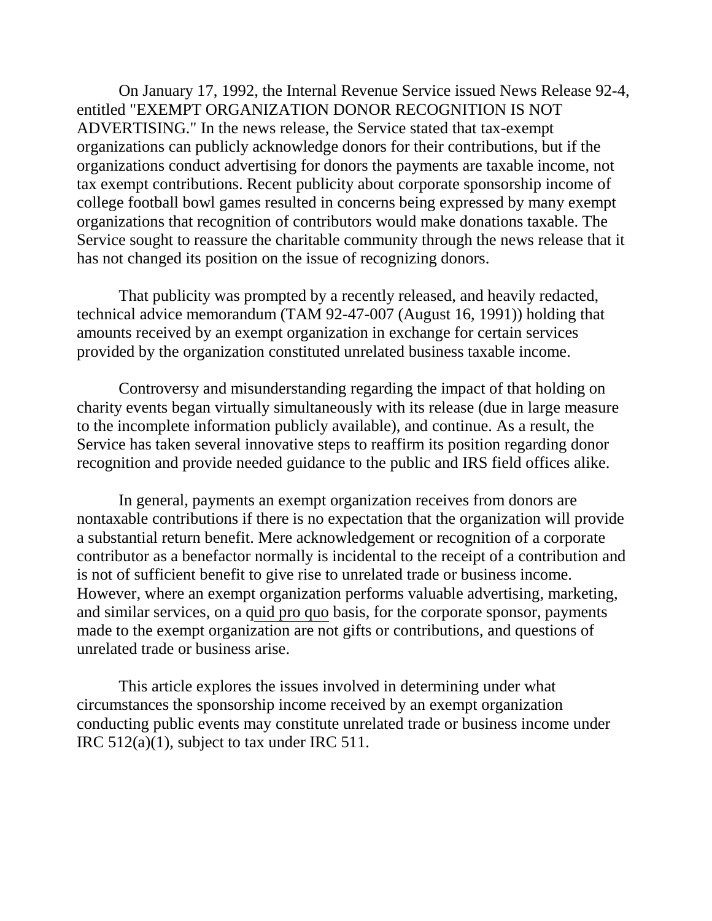On January 17, 1992, the Internal Revenue Service issued News Release 92-4, entitled "EXEMPT ORGANIZATION DONOR RECOGNITION IS NOT ADVERTISING." In the news release, the Service stated that tax-exempt organizations can publicly acknowledge donors for their contributions, but if the organizations conduct advertising for donors the payments are taxable income, not tax exempt contributions. Recent publicity about corporate sponsorship income of college football bowl games resulted in concerns being expressed by many exempt organizations that recognition of contributors would make donations taxable. The Service sought to reassure the charitable community through the news release that it has not changed its position on the issue of recognizing donors.

That publicity was prompted by a recently released, and heavily redacted, technical advice memorandum (TAM 92-47-007 (August 16, 1991)) holding that amounts received by an exempt organization in exchange for certain services provided by the organization constituted unrelated business taxable income.

Controversy and misunderstanding regarding the impact of that holding on charity events began virtually simultaneously with its release (due in large measure to the incomplete information publicly available), and continue. As a result, the Service has taken several innovative steps to reaffirm its position regarding donor recognition and provide needed guidance to the public and IRS field offices alike.

In general, payments an exempt organization receives from donors are nontaxable contributions if there is no expectation that the organization will provide a substantial return benefit. Mere acknowledgement or recognition of a corporate contributor as a benefactor normally is incidental to the receipt of a contribution and is not of sufficient benefit to give rise to unrelated trade or business income. However, where an exempt organization performs valuable advertising, marketing, and similar services, on a quid pro quo basis, for the corporate sponsor, payments made to the exempt organization are not gifts or contributions, and questions of unrelated trade or business arise.

This article explores the issues involved in determining under what circumstances the sponsorship income received by an exempt organization conducting public events may constitute unrelated trade or business income under IRC 512(a)(1), subject to tax under IRC 511.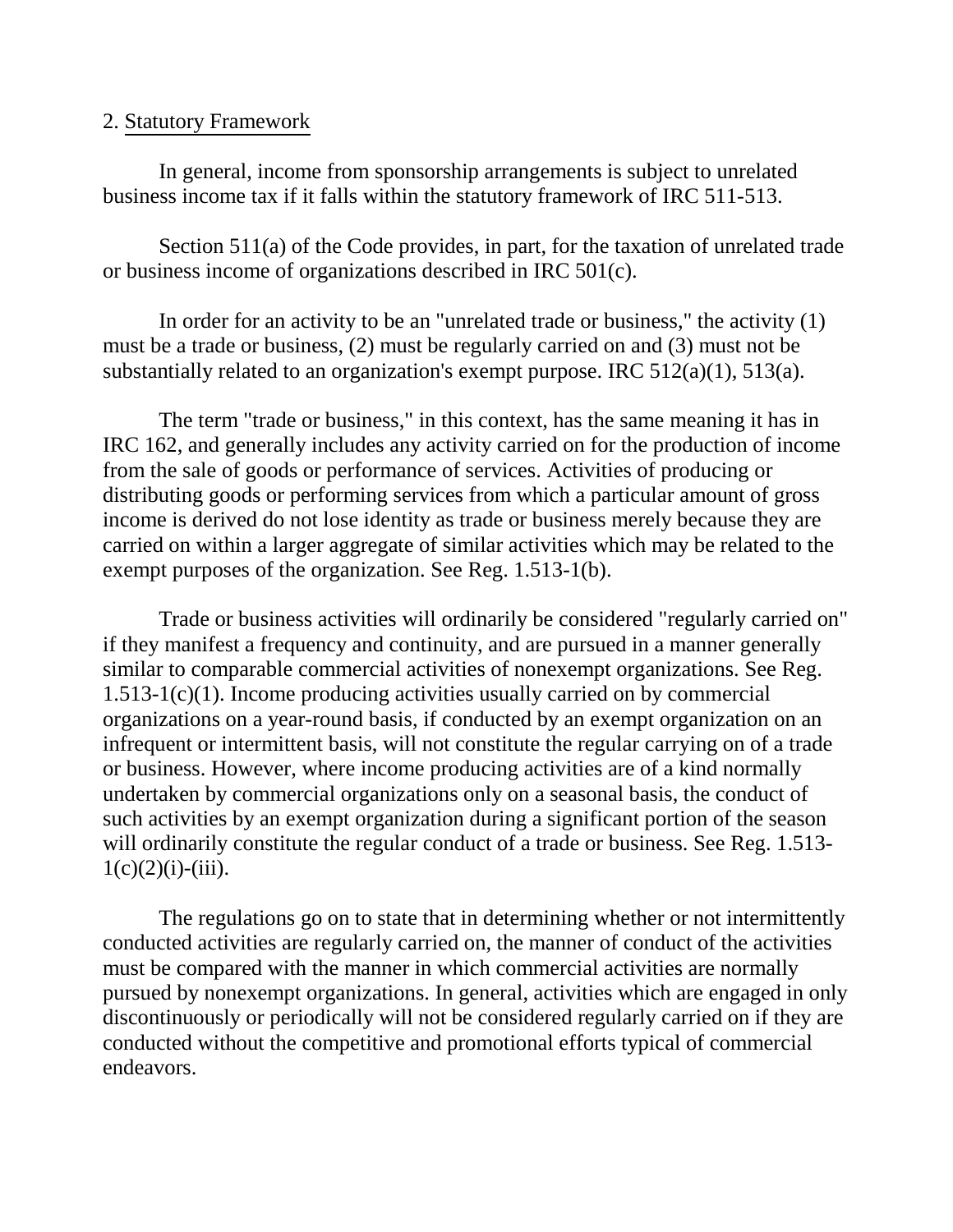## 2. Statistical Framework

In general, income from sponsorship arrangements is subject to unrelated business income tax if it falls within the statutory framework of IRC 511-513.

Section 511(a) of the Code provides, in part, for the taxation of unrelated trade or business income of organizations described in IRC 501(c).

In order for an activity to be an "unrelated trade or business," the activity (1) must be a trade or business, (2) must be regularly carried on and (3) must not be substantially related to an organization's exempt purpose. IRC 512(a)(1), 513(a).

The term "trade or business," in this context, has the same meaning it has in IRC 162, and generally includes any activity carried on for the production of income from the sale of goods or performance of services. Activities of producing or distributing goods or performing services from which a particular amount of gross income is derived do not lose identity as trade or business merely because they are carried on within a larger aggregate of similar activities which may be related to the exempt purposes of the organization. See Reg. 1.513-1(b).

Trade or business activities will ordinarily be considered "regularly carried on" if they manifest a frequency and continuity, and are pursued in a manner generally similar to comparable commercial activities of nonexempt organizations. See Reg. 1.513-1(c)(1). Income producing activities usually carried on by commercial organizations on a year-round basis, if conducted by an exempt organization on an infrequent or intermittent basis, will not constitute the regular carrying on of a trade or business. However, where income producing activities are of a kind normally undertaken by commercial organizations only on a seasonal basis, the conduct of such activities by an exempt organization during a significant portion of the season will ordinarily constitute the regular conduct of a trade or business. See Reg. 1.513-1(c)(2)(i)-(iii).

The regulations go on to state that in determining whether or not intermittently conducted activities are regularly carried on, the manner of conduct of the activities must be compared with the manner in which commercial activities are normally pursued by nonexempt organizations. In general, activities which are engaged in only discontinuously or periodically will not be considered regularly carried on if they are conducted without the competitive and promotional efforts typical of commercial endeavors.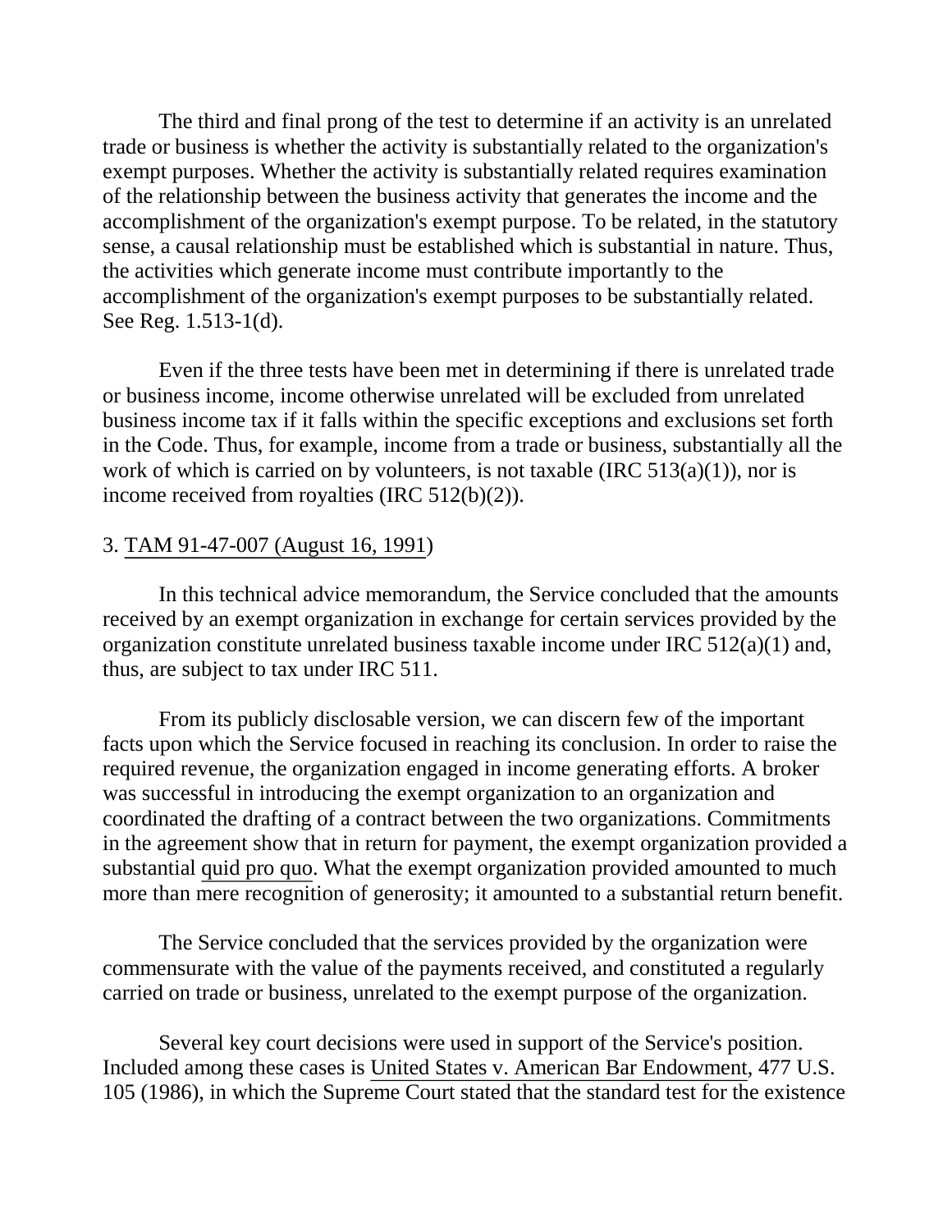The third and final prong of the test to determine if an activity is an unrelated trade or business is whether the activity is substantially related to the organization's exempt purposes. Whether the activity is substantially related requires examination of the relationship between the business activity that generates the income and the accomplishment of the organization's exempt purpose. To be related, in the statutory sense, a causal relationship must be established which is substantial in nature. Thus, the activities which generate income must contribute importantly to the accomplishment of the organization's exempt purposes to be substantially related. See Reg. 1.513-1(d).

Even if the three tests have been met in determining if there is unrelated trade or business income, income otherwise unrelated will be excluded from unrelated business income tax if it falls within the specific exceptions and exclusions set forth in the Code. Thus, for example, income from a trade or business, substantially all the work of which is carried on by volunteers, is not taxable (IRC 513(a)(1)), nor is income received from royalties (IRC 512(b)(2)).

3. TAM 91-47-007 (August 16, 1991)

In this technical advice memorandum, the Service concluded that the amounts received by an exempt organization in exchange for certain services provided by the organization constitute unrelated business taxable income under IRC 512(a)(1) and, thus, are subject to tax under IRC 511.

From its publicly disclosable version, we can discern few of the important facts upon which the Service focused in reaching its conclusion. In order to raise the required revenue, the organization engaged in income generating efforts. A broker was successful in introducing the exempt organization to an organization and coordinated the drafting of a contract between the two organizations. Commitments in the agreement show that in return for payment, the exempt organization provided a substantial quid pro quo. What the exempt organization provided amounted to much more than mere recognition of generosity; it amounted to a substantial return benefit.

The Service concluded that the services provided by the organization were commensurate with the value of the payments received, and constituted a regularly carried on trade or business, unrelated to the exempt purpose of the organization.

Several key court decisions were used in support of the Service's position. Included among these cases is United States v. American Bar Endowment, 477 U.S. 105 (1986), in which the Supreme Court stated that the standard test for the existence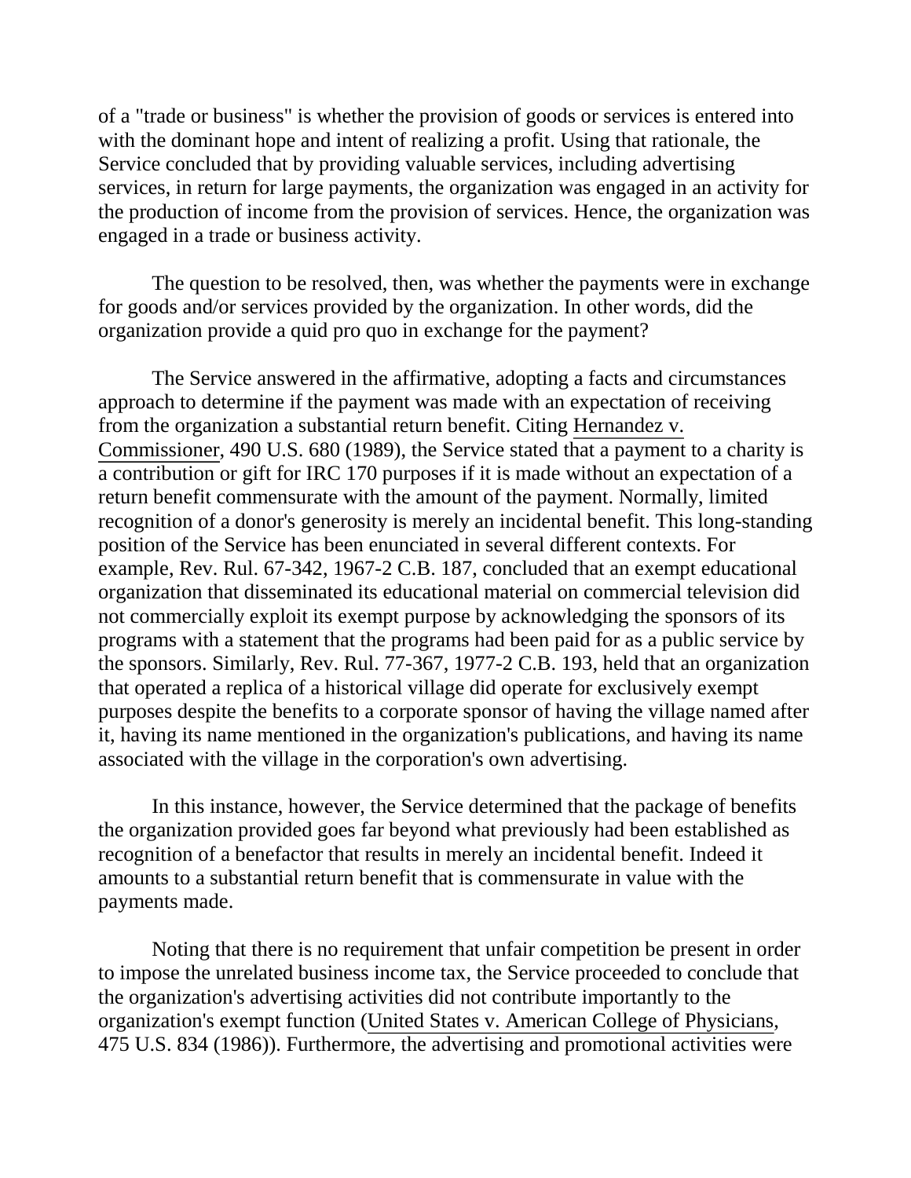of a "trade or business" is whether the provision of goods or services is entered into with the dominant hope and intent of realizing a profit. Using that rationale, the Service concluded that by providing valuable services, including advertising services, in return for large payments, the organization was engaged in an activity for the production of income from the provision of services. Hence, the organization was engaged in a trade or business activity.

The question to be resolved, then, was whether the payments were in exchange for goods and/or services provided by the organization. In other words, did the organization provide a quid pro quo in exchange for the payment?

The Service answered in the affirmative, adopting a facts and circumstances approach to determine if the payment was made with an expectation of receiving from the organization a substantial return benefit. Citing Hernandez v. Commissioner, 490 U.S. 680 (1989), the Service stated that a payment to a charity is a contribution or gift for IRC 170 purposes if it is made without an expectation of a return benefit commensurate with the amount of the payment. Normally, limited recognition of a donor's generosity is merely an incidental benefit. This long-standing position of the Service has been enunciated in several different contexts. For example, Rev. Rul. 67-342, 1967-2 C.B. 187, concluded that an exempt educational organization that disseminated its educational material on commercial television did not commercially exploit its exempt purpose by acknowledging the sponsors of its programs with a statement that the programs had been paid for as a public service by the sponsors. Similarly, Rev. Rul. 77-367, 1977-2 C.B. 193, held that an organization that operated a replica of a historical village did operate for exclusively exempt purposes despite the benefits to a corporate sponsor of having the village named after it, having its name mentioned in the organization's publications, and having its name associated with the village in the corporation's own advertising.

In this instance, however, the Service determined that the package of benefits the organization provided goes far beyond what previously had been established as recognition of a benefactor that results in merely an incidental benefit. Indeed it amounts to a substantial return benefit that is commensurate in value with the payments made.

Noting that there is no requirement that unfair competition be present in order to impose the unrelated business income tax, the Service proceeded to conclude that the organization's advertising activities did not contribute importantly to the organization's exempt function (United States v. American College of Physicians, 475 U.S. 834 (1986)). Furthermore, the advertising and promotional activities were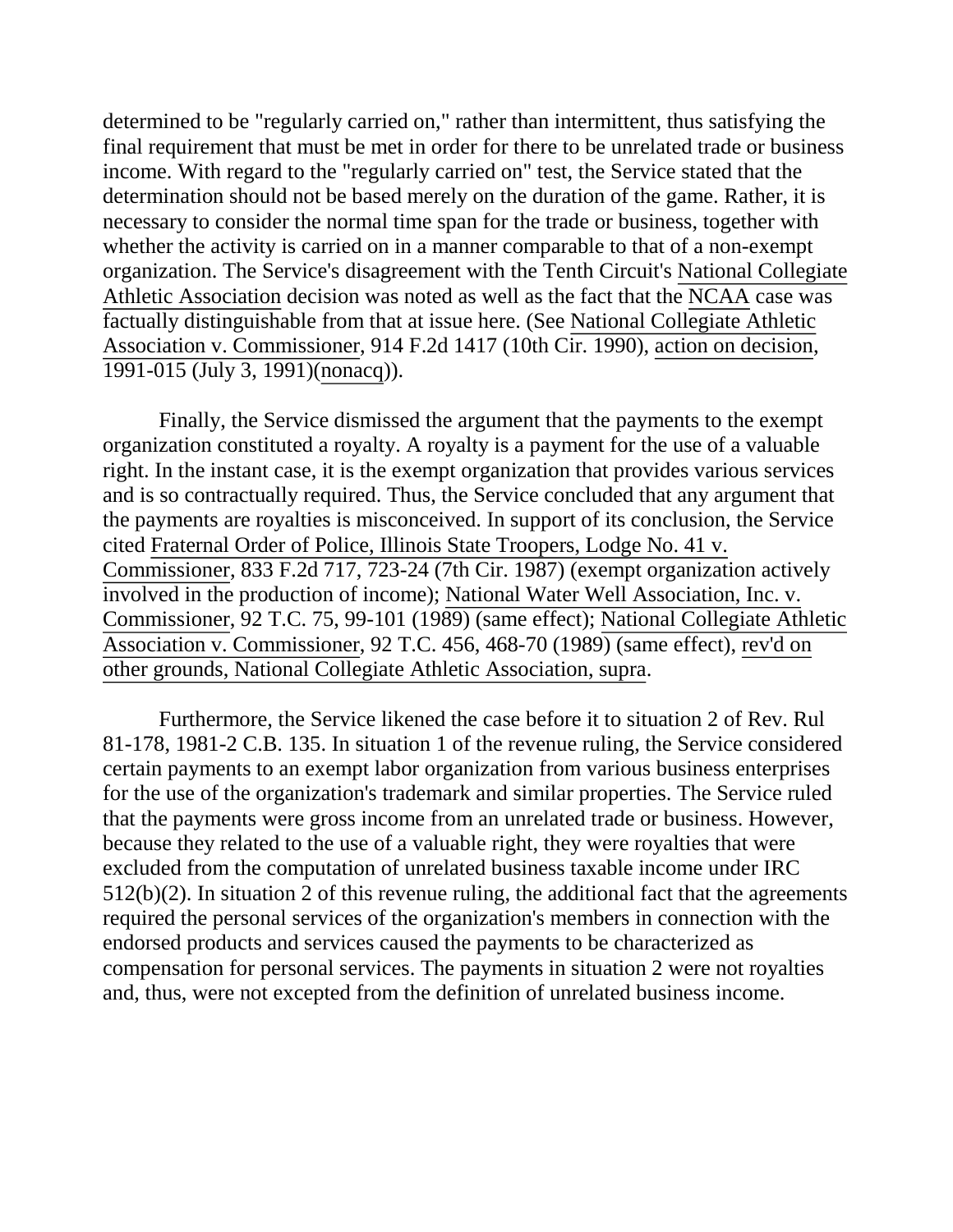determined to be "regularly carried on," rather than intermittent, thus satisfying the final requirement that must be met in order for there to be unrelated trade or business income. With regard to the "regularly carried on" test, the Service stated that the determination should not be based merely on the duration of the game. Rather, it is necessary to consider the normal time span for the trade or business, together with whether the activity is carried on in a manner comparable to that of a non-exempt organization. The Service's disagreement with the Tenth Circuit's National Collegiate Athletic Association decision was noted as well as the fact that the NCAA case was factually distinguishable from that at issue here. (See National Collegiate Athletic Association v. Commissioner, 914 F.2d 1417 (10th Cir. 1990), action on decision, 1991-015 (July 3, 1991)(nonacq)).

Finally, the Service dismissed the argument that the payments to the exempt organization constituted a royalty. A royalty is a payment for the use of a valuable right. In the instant case, it is the exempt organization that provides various services and is so contractually required. Thus, the Service concluded that any argument that the payments are royalties is misconceived. In support of its conclusion, the Service cited Fraternal Order of Police, Illinois State Troopers, Lodge No. 41 v. Commissioner, 833 F.2d 717, 723-24 (7th Cir. 1987) (exempt organization actively involved in the production of income); National Water Well Association, Inc. v. Commissioner, 92 T.C. 75, 99-101 (1989) (same effect); National Collegiate Athletic Association v. Commissioner, 92 T.C. 456, 468-70 (1989) (same effect), rev'd on other grounds, National Collegiate Athletic Association, supra.

Furthermore, the Service likened the case before it to situation 2 of Rev. Rul 81-178, 1981-2 C.B. 135. In situation 1 of the revenue ruling, the Service considered certain payments to an exempt labor organization from various business enterprises for the use of the organization's trademark and similar properties. The Service ruled that the payments were gross income from an unrelated trade or business. However, because they related to the use of a valuable right, they were royalties that were excluded from the computation of unrelated business taxable income under IRC 512(b)(2). In situation 2 of this revenue ruling, the additional fact that the agreements required the personal services of the organization's members in connection with the endorsed products and services caused the payments to be characterized as compensation for personal services. The payments in situation 2 were not royalties and, thus, were not excepted from the definition of unrelated business income.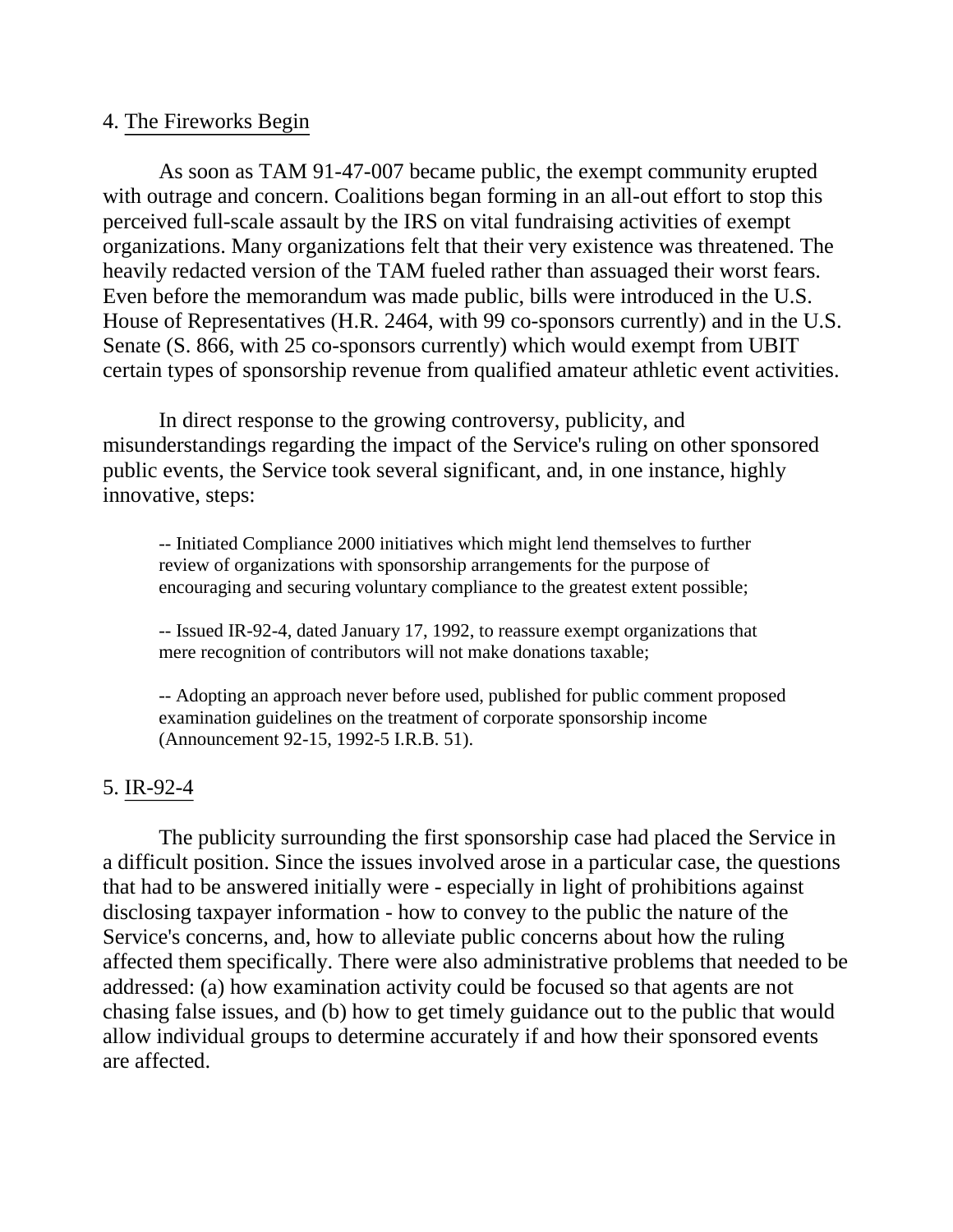4. <u>The Fireworks Begin</u>

As soon as TAM 91-47-007 became public, the exempt community erupted with outrage and concern. Coalitions began forming in an all-out effort to stop this perceived full-scale assault by the IRS on vital fundraising activities of exempt organizations. Many organizations felt that their very existence was threatened. The heavily redacted version of the TAM fueled rather than assuaged their worst fears. Even before the memorandum was made public, bills were introduced in the U.S. House of Representatives (H.R. 2464, with 99 co-sponsors currently) and in the U.S. Senate (S. 866, with 25 co-sponsors currently) which would exempt from UBIT certain types of sponsorship revenue from qualified amateur athletic event activities.

In direct response to the growing controversy, publicity, and misunderstandings regarding the impact of the Service's ruling on other sponsored public events, the Service took several significant, and, in one instance, highly innovative, steps:

-- Initiated Compliance 2000 initiatives which might lend themselves to further review of organizations with sponsorship arrangements for the purpose of encouraging and securing voluntary compliance to the greatest extent possible;

-- Issued IR-92-4, dated January 17, 1992, to reassure exempt organizations that mere recognition of contributors will not make donations taxable;

-- Adopting an approach never before used, published for public comment proposed examination guidelines on the treatment of corporate sponsorship income (Announcement 92-15, 1992-5 I.R.B. 51).

5. <u>IR-92-4</u>

The publicity surrounding the first sponsorship case had placed the Service in a difficult position. Since the issues involved arose in a particular case, the questions that had to be answered initially were - especially in light of prohibitions against disclosing taxpayer information - how to convey to the public the nature of the Service's concerns, and, how to alleviate public concerns about how the ruling affected them specifically. There were also administrative problems that needed to be addressed: (a) how examination activity could be focused so that agents are not chasing false issues, and (b) how to get timely guidance out to the public that would allow individual groups to determine accurately if and how their sponsored events are affected.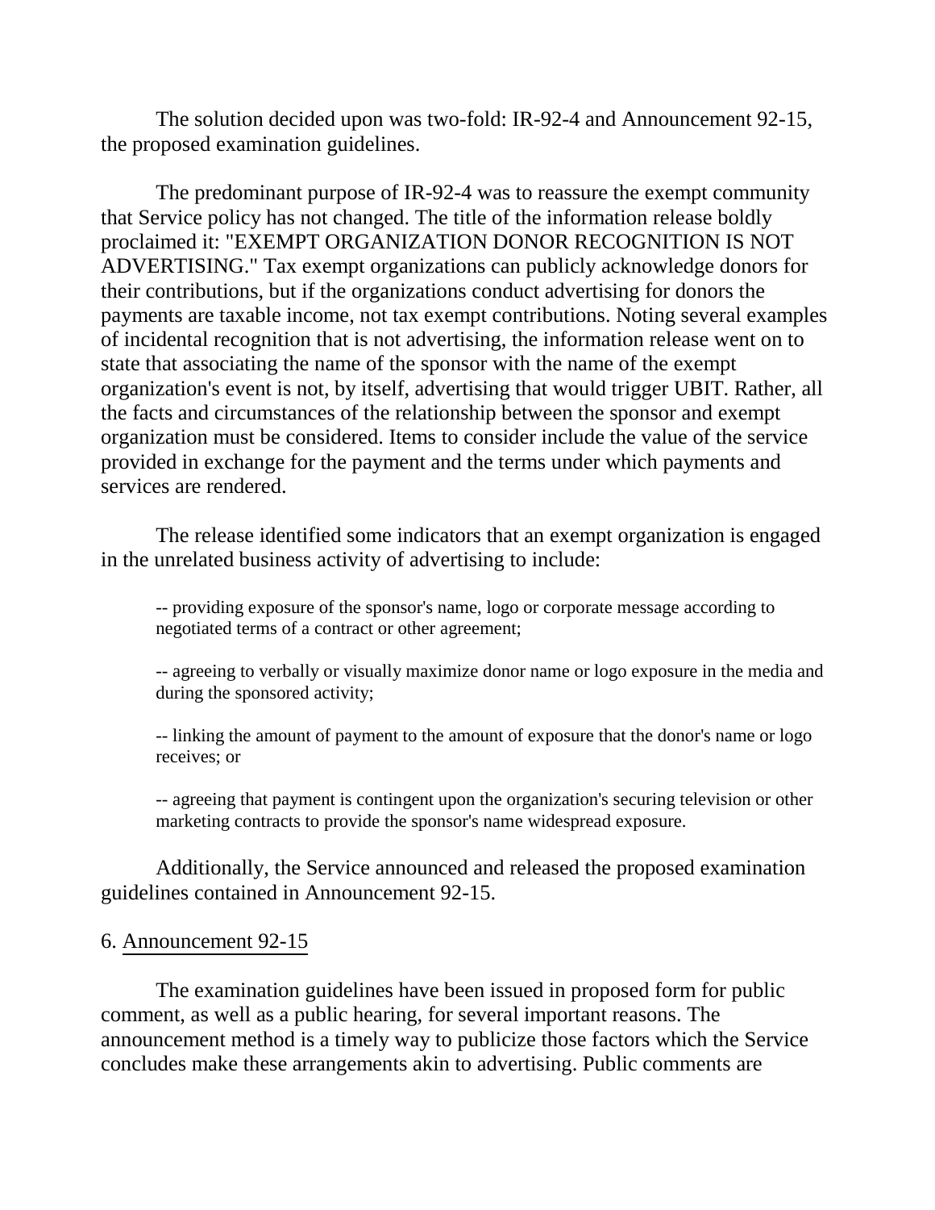The solution decided upon was two-fold: IR-92-4 and Announcement 92-15, the proposed examination guidelines.

The predominant purpose of IR-92-4 was to reassure the exempt community that Service policy has not changed. The title of the information release boldly proclaimed it: "EXEMPT ORGANIZATION DONOR RECOGNITION IS NOT ADVERTISING." Tax exempt organizations can publicly acknowledge donors for their contributions, but if the organizations conduct advertising for donors the payments are taxable income, not tax exempt contributions. Noting several examples of incidental recognition that is not advertising, the information release went on to state that associating the name of the sponsor with the name of the exempt organization's event is not, by itself, advertising that would trigger UBIT. Rather, all the facts and circumstances of the relationship between the sponsor and exempt organization must be considered. Items to consider include the value of the service provided in exchange for the payment and the terms under which payments and services are rendered.

The release identified some indicators that an exempt organization is engaged in the unrelated business activity of advertising to include:

> -- providing exposure of the sponsor's name, logo or corporate message according to negotiated terms of a contract or other agreement;
>
> -- agreeing to verbally or visually maximize donor name or logo exposure in the media and during the sponsored activity;
>
> -- linking the amount of payment to the amount of exposure that the donor's name or logo receives; or
>
> -- agreeing that payment is contingent upon the organization's securing television or other marketing contracts to provide the sponsor's name widespread exposure.

Additionally, the Service announced and released the proposed examination guidelines contained in Announcement 92-15.

## 6. Announcement 92-15

The examination guidelines have been issued in proposed form for public comment, as well as a public hearing, for several important reasons. The announcement method is a timely way to publicize those factors which the Service concludes make these arrangements akin to advertising. Public comments are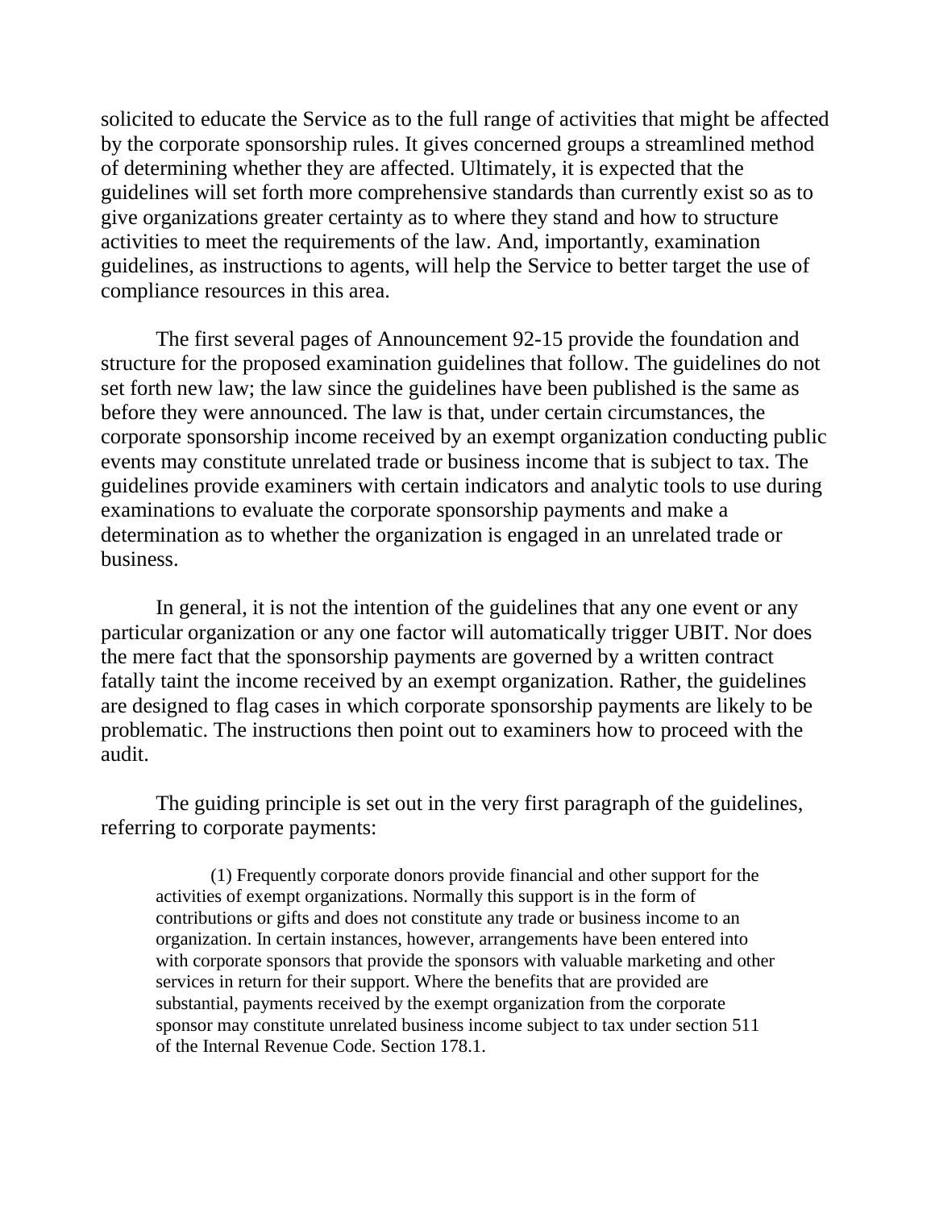solicited to educate the Service as to the full range of activities that might be affected by the corporate sponsorship rules. It gives concerned groups a streamlined method of determining whether they are affected. Ultimately, it is expected that the guidelines will set forth more comprehensive standards than currently exist so as to give organizations greater certainty as to where they stand and how to structure activities to meet the requirements of the law. And, importantly, examination guidelines, as instructions to agents, will help the Service to better target the use of compliance resources in this area.

The first several pages of Announcement 92-15 provide the foundation and structure for the proposed examination guidelines that follow. The guidelines do not set forth new law; the law since the guidelines have been published is the same as before they were announced. The law is that, under certain circumstances, the corporate sponsorship income received by an exempt organization conducting public events may constitute unrelated trade or business income that is subject to tax. The guidelines provide examiners with certain indicators and analytic tools to use during examinations to evaluate the corporate sponsorship payments and make a determination as to whether the organization is engaged in an unrelated trade or business.

In general, it is not the intention of the guidelines that any one event or any particular organization or any one factor will automatically trigger UBIT. Nor does the mere fact that the sponsorship payments are governed by a written contract fatally taint the income received by an exempt organization. Rather, the guidelines are designed to flag cases in which corporate sponsorship payments are likely to be problematic. The instructions then point out to examiners how to proceed with the audit.

The guiding principle is set out in the very first paragraph of the guidelines, referring to corporate payments:

> (1) Frequently corporate donors provide financial and other support for the activities of exempt organizations. Normally this support is in the form of contributions or gifts and does not constitute any trade or business income to an organization. In certain instances, however, arrangements have been entered into with corporate sponsors that provide the sponsors with valuable marketing and other services in return for their support. Where the benefits that are provided are substantial, payments received by the exempt organization from the corporate sponsor may constitute unrelated business income subject to tax under section 511 of the Internal Revenue Code. Section 178.1.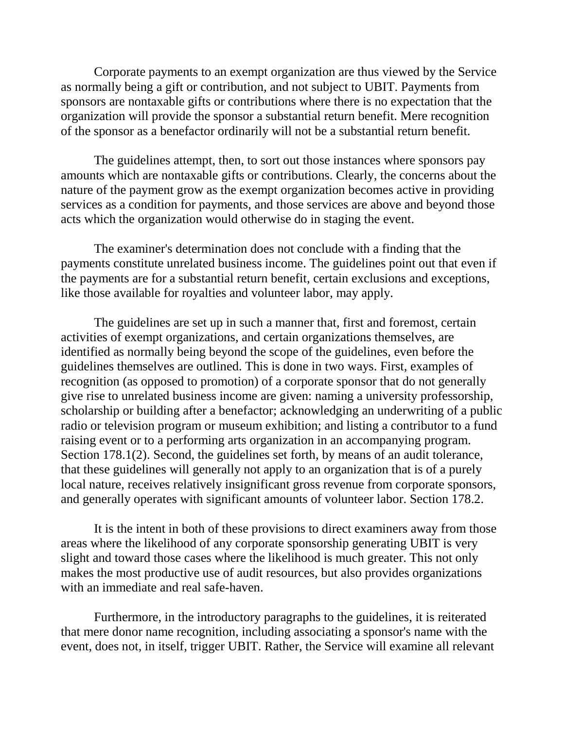Corporate payments to an exempt organization are thus viewed by the Service as normally being a gift or contribution, and not subject to UBIT. Payments from sponsors are nontaxable gifts or contributions where there is no expectation that the organization will provide the sponsor a substantial return benefit. Mere recognition of the sponsor as a benefactor ordinarily will not be a substantial return benefit.

The guidelines attempt, then, to sort out those instances where sponsors pay amounts which are nontaxable gifts or contributions. Clearly, the concerns about the nature of the payment grow as the exempt organization becomes active in providing services as a condition for payments, and those services are above and beyond those acts which the organization would otherwise do in staging the event.

The examiner's determination does not conclude with a finding that the payments constitute unrelated business income. The guidelines point out that even if the payments are for a substantial return benefit, certain exclusions and exceptions, like those available for royalties and volunteer labor, may apply.

The guidelines are set up in such a manner that, first and foremost, certain activities of exempt organizations, and certain organizations themselves, are identified as normally being beyond the scope of the guidelines, even before the guidelines themselves are outlined. This is done in two ways. First, examples of recognition (as opposed to promotion) of a corporate sponsor that do not generally give rise to unrelated business income are given: naming a university professorship, scholarship or building after a benefactor; acknowledging an underwriting of a public radio or television program or museum exhibition; and listing a contributor to a fund raising event or to a performing arts organization in an accompanying program. Section 178.1(2). Second, the guidelines set forth, by means of an audit tolerance, that these guidelines will generally not apply to an organization that is of a purely local nature, receives relatively insignificant gross revenue from corporate sponsors, and generally operates with significant amounts of volunteer labor. Section 178.2.

It is the intent in both of these provisions to direct examiners away from those areas where the likelihood of any corporate sponsorship generating UBIT is very slight and toward those cases where the likelihood is much greater. This not only makes the most productive use of audit resources, but also provides organizations with an immediate and real safe-haven.

Furthermore, in the introductory paragraphs to the guidelines, it is reiterated that mere donor name recognition, including associating a sponsor's name with the event, does not, in itself, trigger UBIT. Rather, the Service will examine all relevant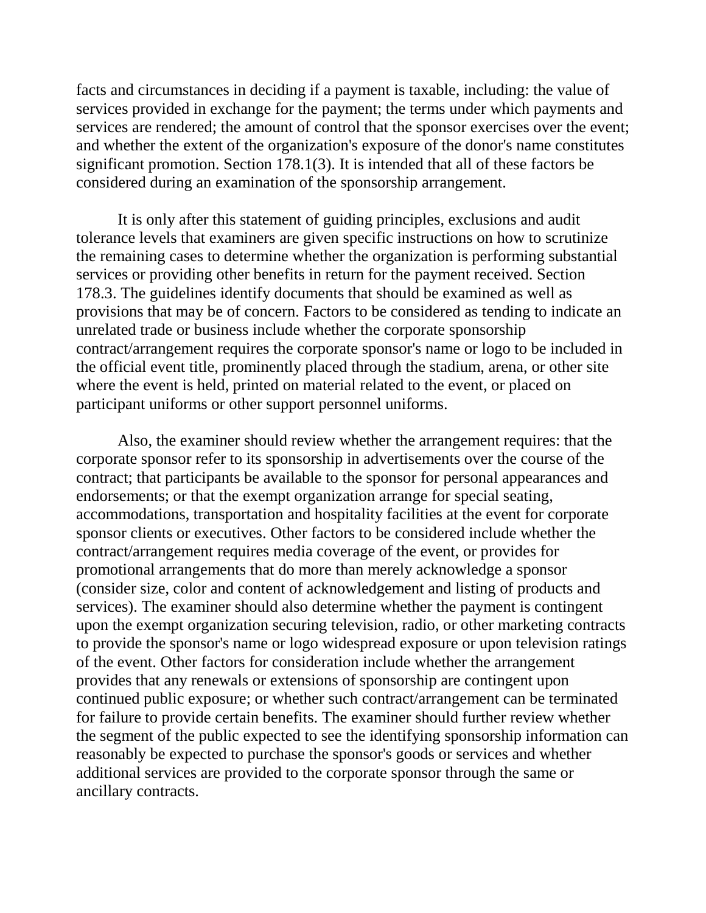facts and circumstances in deciding if a payment is taxable, including: the value of services provided in exchange for the payment; the terms under which payments and services are rendered; the amount of control that the sponsor exercises over the event; and whether the extent of the organization's exposure of the donor's name constitutes significant promotion. Section 178.1(3). It is intended that all of these factors be considered during an examination of the sponsorship arrangement.

It is only after this statement of guiding principles, exclusions and audit tolerance levels that examiners are given specific instructions on how to scrutinize the remaining cases to determine whether the organization is performing substantial services or providing other benefits in return for the payment received. Section 178.3. The guidelines identify documents that should be examined as well as provisions that may be of concern. Factors to be considered as tending to indicate an unrelated trade or business include whether the corporate sponsorship contract/arrangement requires the corporate sponsor's name or logo to be included in the official event title, prominently placed through the stadium, arena, or other site where the event is held, printed on material related to the event, or placed on participant uniforms or other support personnel uniforms.

Also, the examiner should review whether the arrangement requires: that the corporate sponsor refer to its sponsorship in advertisements over the course of the contract; that participants be available to the sponsor for personal appearances and endorsements; or that the exempt organization arrange for special seating, accommodations, transportation and hospitality facilities at the event for corporate sponsor clients or executives. Other factors to be considered include whether the contract/arrangement requires media coverage of the event, or provides for promotional arrangements that do more than merely acknowledge a sponsor (consider size, color and content of acknowledgement and listing of products and services). The examiner should also determine whether the payment is contingent upon the exempt organization securing television, radio, or other marketing contracts to provide the sponsor's name or logo widespread exposure or upon television ratings of the event. Other factors for consideration include whether the arrangement provides that any renewals or extensions of sponsorship are contingent upon continued public exposure; or whether such contract/arrangement can be terminated for failure to provide certain benefits. The examiner should further review whether the segment of the public expected to see the identifying sponsorship information can reasonably be expected to purchase the sponsor's goods or services and whether additional services are provided to the corporate sponsor through the same or ancillary contracts.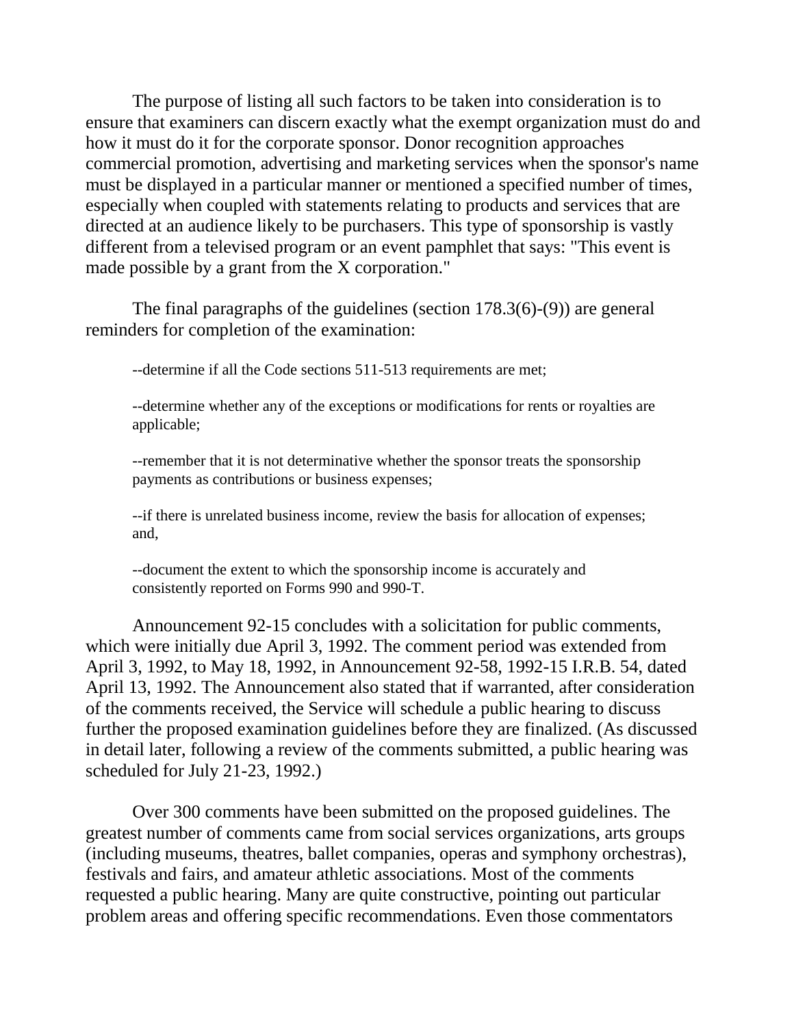The purpose of listing all such factors to be taken into consideration is to ensure that examiners can discern exactly what the exempt organization must do and how it must do it for the corporate sponsor. Donor recognition approaches commercial promotion, advertising and marketing services when the sponsor's name must be displayed in a particular manner or mentioned a specified number of times, especially when coupled with statements relating to products and services that are directed at an audience likely to be purchasers. This type of sponsorship is vastly different from a televised program or an event pamphlet that says: "This event is made possible by a grant from the X corporation."

The final paragraphs of the guidelines (section 178.3(6)-(9)) are general reminders for completion of the examination:

--determine if all the Code sections 511-513 requirements are met;

--determine whether any of the exceptions or modifications for rents or royalties are applicable;

--remember that it is not determinative whether the sponsor treats the sponsorship payments as contributions or business expenses;

--if there is unrelated business income, review the basis for allocation of expenses; and,

--document the extent to which the sponsorship income is accurately and consistently reported on Forms 990 and 990-T.

Announcement 92-15 concludes with a solicitation for public comments, which were initially due April 3, 1992. The comment period was extended from April 3, 1992, to May 18, 1992, in Announcement 92-58, 1992-15 I.R.B. 54, dated April 13, 1992. The Announcement also stated that if warranted, after consideration of the comments received, the Service will schedule a public hearing to discuss further the proposed examination guidelines before they are finalized. (As discussed in detail later, following a review of the comments submitted, a public hearing was scheduled for July 21-23, 1992.)

Over 300 comments have been submitted on the proposed guidelines. The greatest number of comments came from social services organizations, arts groups (including museums, theatres, ballet companies, operas and symphony orchestras), festivals and fairs, and amateur athletic associations. Most of the comments requested a public hearing. Many are quite constructive, pointing out particular problem areas and offering specific recommendations. Even those commentators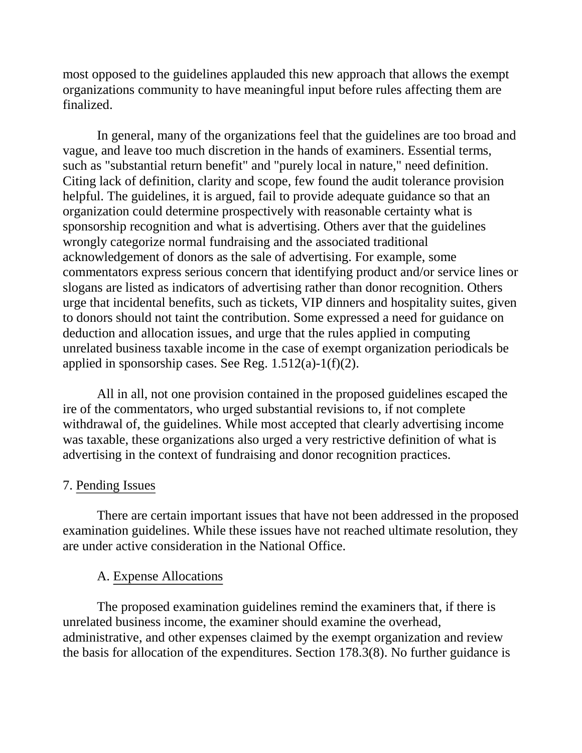most opposed to the guidelines applauded this new approach that allows the exempt organizations community to have meaningful input before rules affecting them are finalized.

In general, many of the organizations feel that the guidelines are too broad and vague, and leave too much discretion in the hands of examiners. Essential terms, such as "substantial return benefit" and "purely local in nature," need definition. Citing lack of definition, clarity and scope, few found the audit tolerance provision helpful. The guidelines, it is argued, fail to provide adequate guidance so that an organization could determine prospectively with reasonable certainty what is sponsorship recognition and what is advertising. Others aver that the guidelines wrongly categorize normal fundraising and the associated traditional acknowledgement of donors as the sale of advertising. For example, some commentators express serious concern that identifying product and/or service lines or slogans are listed as indicators of advertising rather than donor recognition. Others urge that incidental benefits, such as tickets, VIP dinners and hospitality suites, given to donors should not taint the contribution. Some expressed a need for guidance on deduction and allocation issues, and urge that the rules applied in computing unrelated business taxable income in the case of exempt organization periodicals be applied in sponsorship cases. See Reg. 1.512(a)-1(f)(2).

All in all, not one provision contained in the proposed guidelines escaped the ire of the commentators, who urged substantial revisions to, if not complete withdrawal of, the guidelines. While most accepted that clearly advertising income was taxable, these organizations also urged a very restrictive definition of what is advertising in the context of fundraising and donor recognition practices.

## 7. Pending Issues

There are certain important issues that have not been addressed in the proposed examination guidelines. While these issues have not reached ultimate resolution, they are under active consideration in the National Office.

### A. Expense Allocations

The proposed examination guidelines remind the examiners that, if there is unrelated business income, the examiner should examine the overhead, administrative, and other expenses claimed by the exempt organization and review the basis for allocation of the expenditures. Section 178.3(8). No further guidance is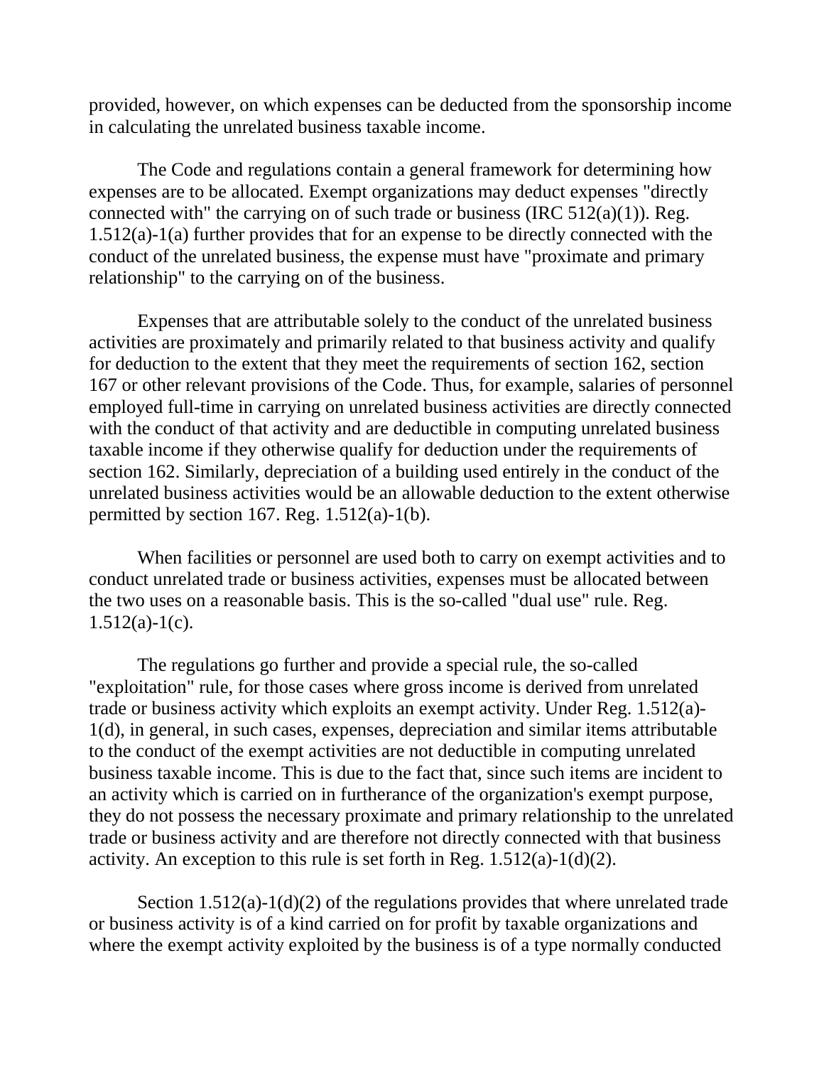provided, however, on which expenses can be deducted from the sponsorship income in calculating the unrelated business taxable income.

The Code and regulations contain a general framework for determining how expenses are to be allocated. Exempt organizations may deduct expenses "directly connected with" the carrying on of such trade or business (IRC 512(a)(1)). Reg. 1.512(a)-1(a) further provides that for an expense to be directly connected with the conduct of the unrelated business, the expense must have "proximate and primary relationship" to the carrying on of the business.

Expenses that are attributable solely to the conduct of the unrelated business activities are proximately and primarily related to that business activity and qualify for deduction to the extent that they meet the requirements of section 162, section 167 or other relevant provisions of the Code. Thus, for example, salaries of personnel employed full-time in carrying on unrelated business activities are directly connected with the conduct of that activity and are deductible in computing unrelated business taxable income if they otherwise qualify for deduction under the requirements of section 162. Similarly, depreciation of a building used entirely in the conduct of the unrelated business activities would be an allowable deduction to the extent otherwise permitted by section 167. Reg. 1.512(a)-1(b).

When facilities or personnel are used both to carry on exempt activities and to conduct unrelated trade or business activities, expenses must be allocated between the two uses on a reasonable basis. This is the so-called "dual use" rule. Reg. 1.512(a)-1(c).

The regulations go further and provide a special rule, the so-called "exploitation" rule, for those cases where gross income is derived from unrelated trade or business activity which exploits an exempt activity. Under Reg. 1.512(a)-1(d), in general, in such cases, expenses, depreciation and similar items attributable to the conduct of the exempt activities are not deductible in computing unrelated business taxable income. This is due to the fact that, since such items are incident to an activity which is carried on in furtherance of the organization's exempt purpose, they do not possess the necessary proximate and primary relationship to the unrelated trade or business activity and are therefore not directly connected with that business activity. An exception to this rule is set forth in Reg. 1.512(a)-1(d)(2).

Section 1.512(a)-1(d)(2) of the regulations provides that where unrelated trade or business activity is of a kind carried on for profit by taxable organizations and where the exempt activity exploited by the business is of a type normally conducted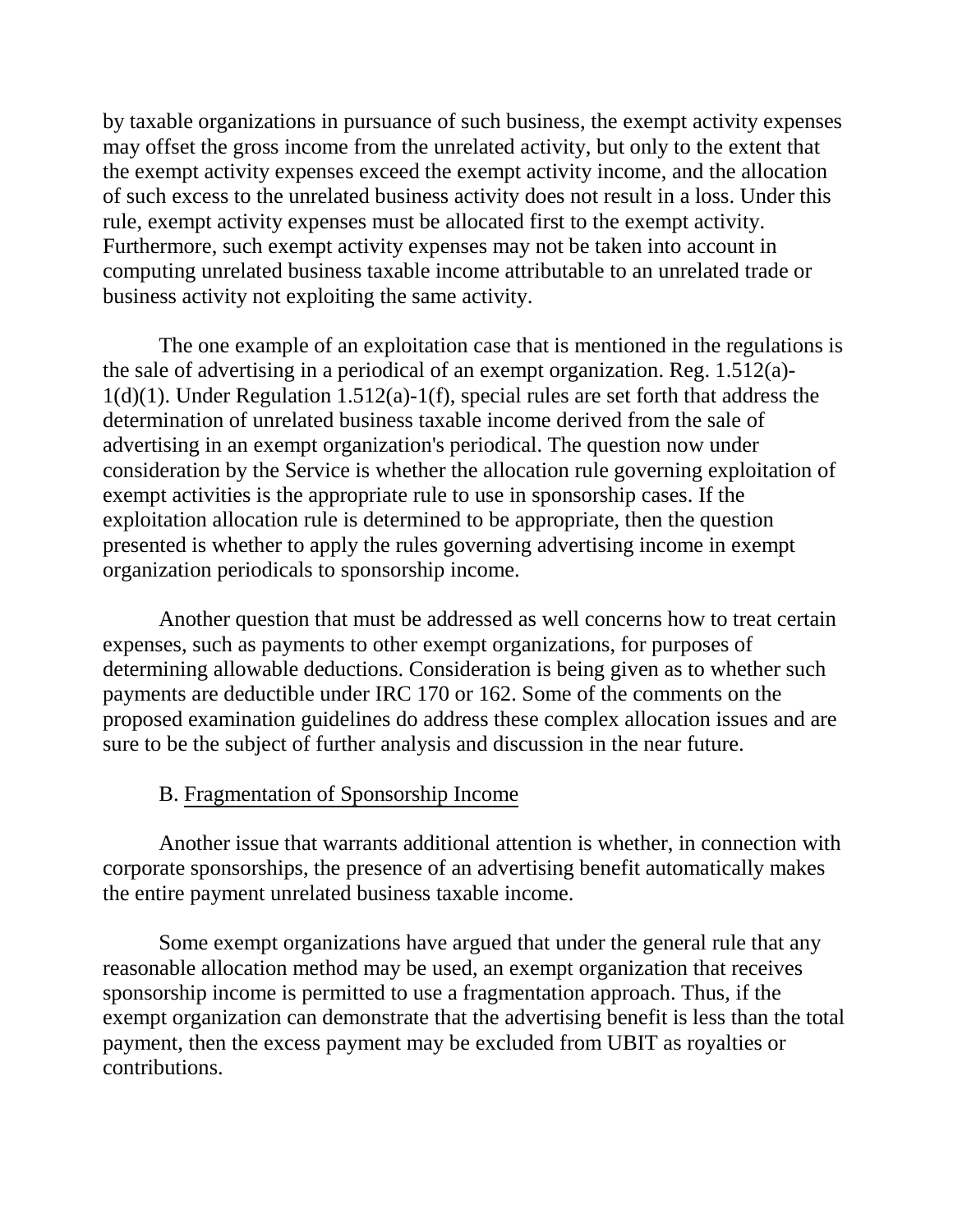by taxable organizations in pursuance of such business, the exempt activity expenses may offset the gross income from the unrelated activity, but only to the extent that the exempt activity expenses exceed the exempt activity income, and the allocation of such excess to the unrelated business activity does not result in a loss. Under this rule, exempt activity expenses must be allocated first to the exempt activity. Furthermore, such exempt activity expenses may not be taken into account in computing unrelated business taxable income attributable to an unrelated trade or business activity not exploiting the same activity.

The one example of an exploitation case that is mentioned in the regulations is the sale of advertising in a periodical of an exempt organization. Reg. 1.512(a)-1(d)(1). Under Regulation 1.512(a)-1(f), special rules are set forth that address the determination of unrelated business taxable income derived from the sale of advertising in an exempt organization's periodical. The question now under consideration by the Service is whether the allocation rule governing exploitation of exempt activities is the appropriate rule to use in sponsorship cases. If the exploitation allocation rule is determined to be appropriate, then the question presented is whether to apply the rules governing advertising income in exempt organization periodicals to sponsorship income.

Another question that must be addressed as well concerns how to treat certain expenses, such as payments to other exempt organizations, for purposes of determining allowable deductions. Consideration is being given as to whether such payments are deductible under IRC 170 or 162. Some of the comments on the proposed examination guidelines do address these complex allocation issues and are sure to be the subject of further analysis and discussion in the near future.

### B. Fragmentation of Sponsorship Income

Another issue that warrants additional attention is whether, in connection with corporate sponsorships, the presence of an advertising benefit automatically makes the entire payment unrelated business taxable income.

Some exempt organizations have argued that under the general rule that any reasonable allocation method may be used, an exempt organization that receives sponsorship income is permitted to use a fragmentation approach. Thus, if the exempt organization can demonstrate that the advertising benefit is less than the total payment, then the excess payment may be excluded from UBIT as royalties or contributions.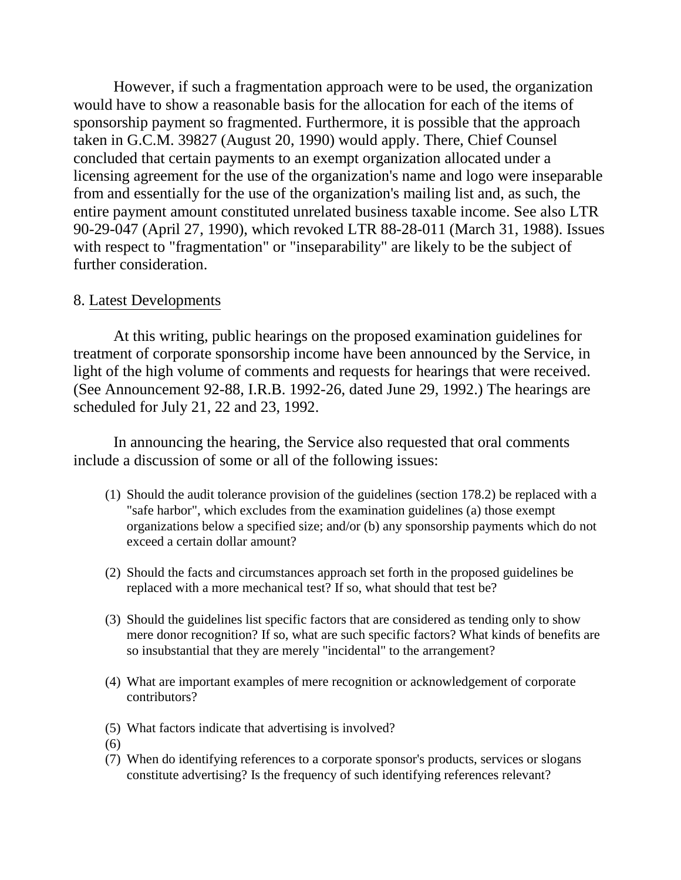However, if such a fragmentation approach were to be used, the organization would have to show a reasonable basis for the allocation for each of the items of sponsorship payment so fragmented. Furthermore, it is possible that the approach taken in G.C.M. 39827 (August 20, 1990) would apply. There, Chief Counsel concluded that certain payments to an exempt organization allocated under a licensing agreement for the use of the organization's name and logo were inseparable from and essentially for the use of the organization's mailing list and, as such, the entire payment amount constituted unrelated business taxable income. See also LTR 90-29-047 (April 27, 1990), which revoked LTR 88-28-011 (March 31, 1988). Issues with respect to "fragmentation" or "inseparability" are likely to be the subject of further consideration.

8. Latest Developments

At this writing, public hearings on the proposed examination guidelines for treatment of corporate sponsorship income have been announced by the Service, in light of the high volume of comments and requests for hearings that were received. (See Announcement 92-88, I.R.B. 1992-26, dated June 29, 1992.) The hearings are scheduled for July 21, 22 and 23, 1992.

In announcing the hearing, the Service also requested that oral comments include a discussion of some or all of the following issues:

(1) Should the audit tolerance provision of the guidelines (section 178.2) be replaced with a "safe harbor", which excludes from the examination guidelines (a) those exempt organizations below a specified size; and/or (b) any sponsorship payments which do not exceed a certain dollar amount?

(2) Should the facts and circumstances approach set forth in the proposed guidelines be replaced with a more mechanical test? If so, what should that test be?

(3) Should the guidelines list specific factors that are considered as tending only to show mere donor recognition? If so, what are such specific factors? What kinds of benefits are so insubstantial that they are merely "incidental" to the arrangement?

(4) What are important examples of mere recognition or acknowledgement of corporate contributors?

(5) What factors indicate that advertising is involved?

(6)

(7) When do identifying references to a corporate sponsor's products, services or slogans constitute advertising? Is the frequency of such identifying references relevant?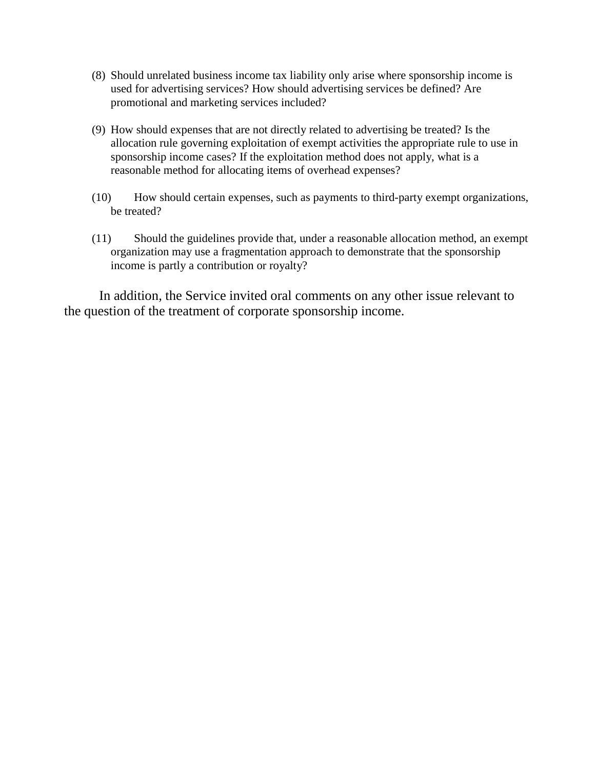(8) Should unrelated business income tax liability only arise where sponsorship income is used for advertising services? How should advertising services be defined? Are promotional and marketing services included?

(9) How should expenses that are not directly related to advertising be treated? Is the allocation rule governing exploitation of exempt activities the appropriate rule to use in sponsorship income cases? If the exploitation method does not apply, what is a reasonable method for allocating items of overhead expenses?

(10) How should certain expenses, such as payments to third-party exempt organizations, be treated?

(11) Should the guidelines provide that, under a reasonable allocation method, an exempt organization may use a fragmentation approach to demonstrate that the sponsorship income is partly a contribution or royalty?

In addition, the Service invited oral comments on any other issue relevant to the question of the treatment of corporate sponsorship income.